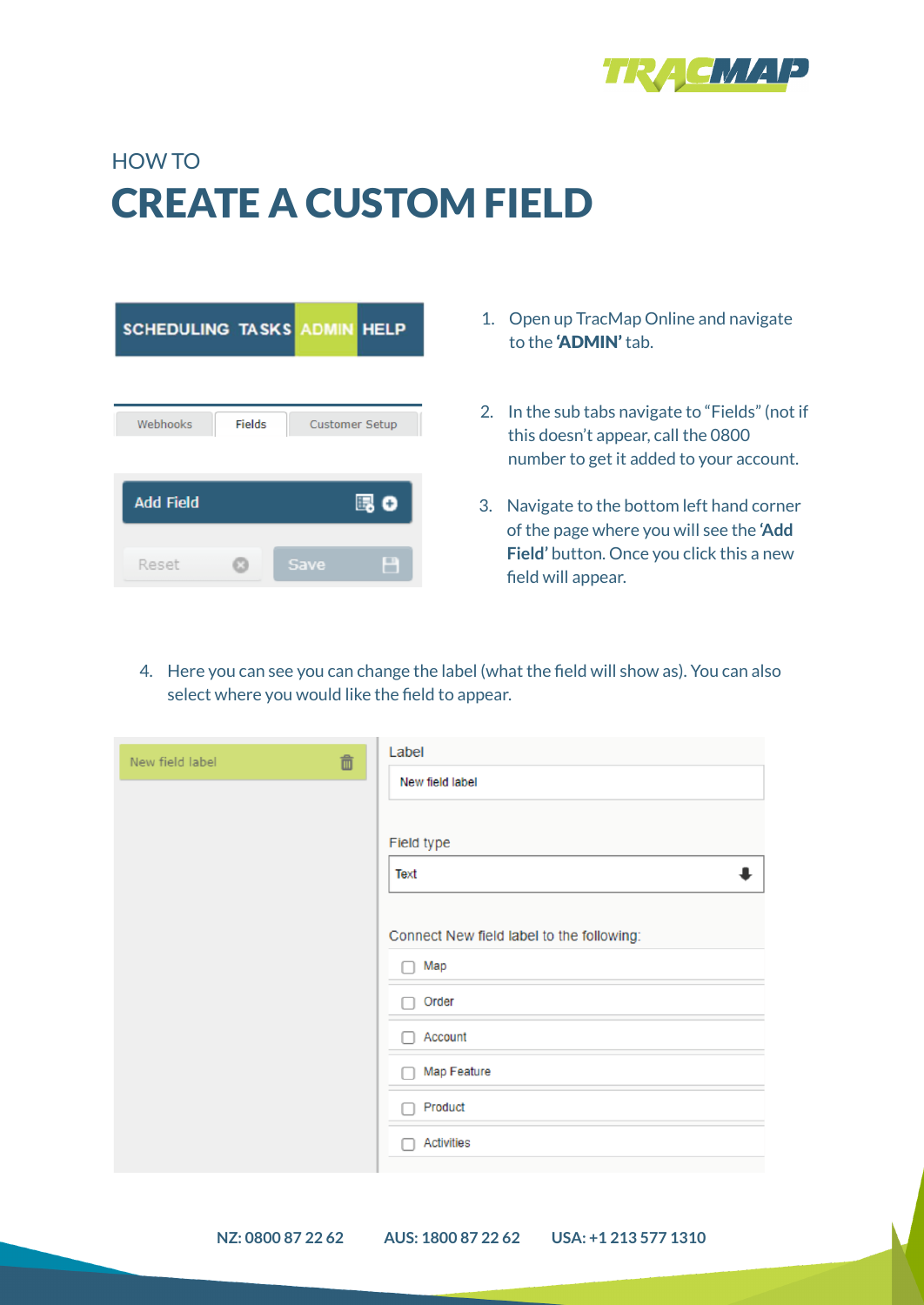HOW TO

# CREATE A CUSTOM FIELD

1. Open up TracMap Online and navigate to the **'ADMIN'** tab.

2. In the sub tabs navigate to "Fields" (not if this doesn't appear, call the 0800 number to get it added to your account.

3. Navigate to the bottom left hand corner of the page where you will see the **'Add Field'** button. Once you click this a new field will appear.

4. Here you can see you can change the label (what the field will show as). You can also select where you would like the field to appear.

**NZ: 0800 87 22 62** **AUS: 1800 87 22 62** **USA: +1 213 577 1310**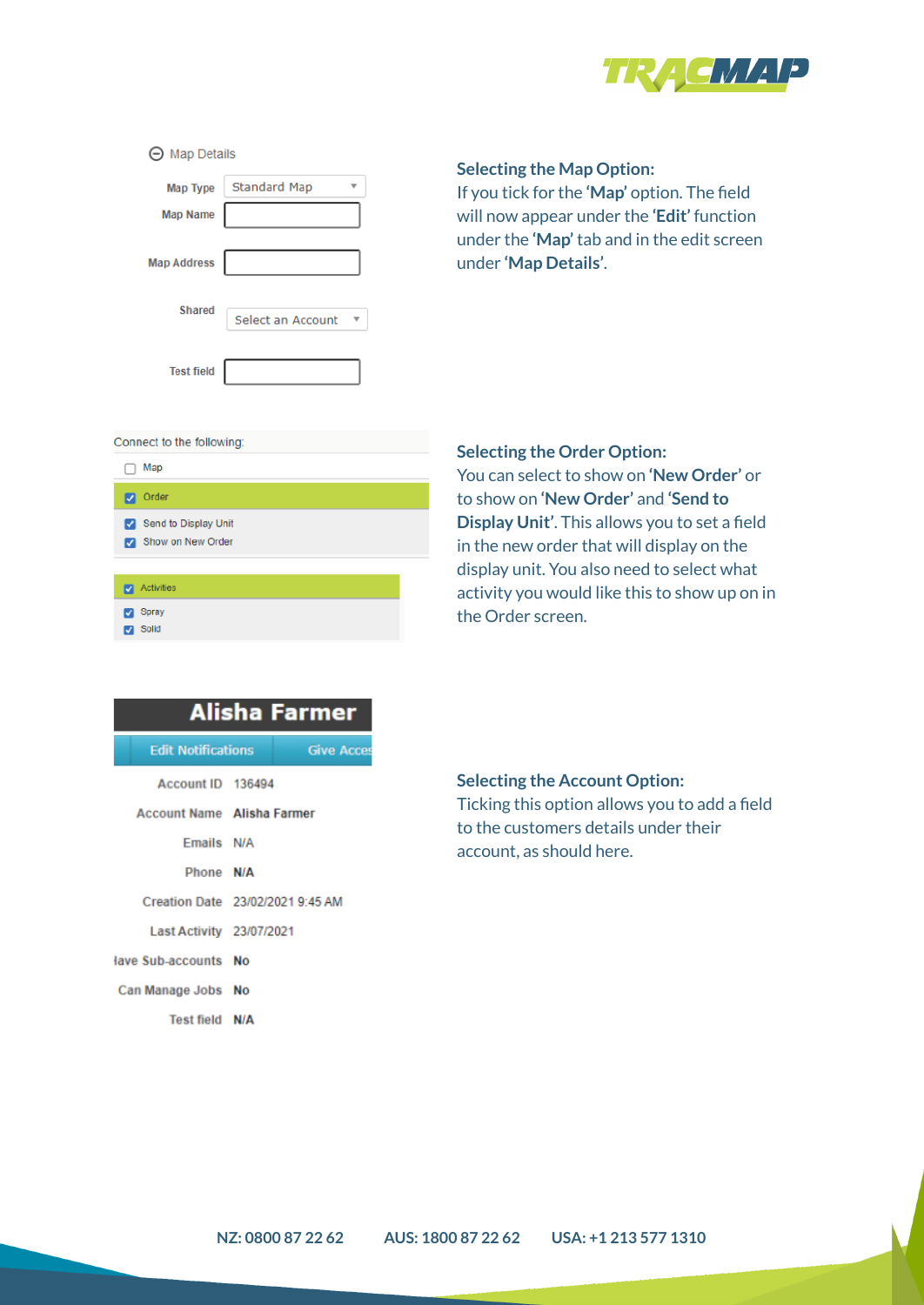### Selecting the Map Option:

If you tick for the **'Map'** option. The field will now appear under the **'Edit'** function under the **'Map'** tab and in the edit screen under **'Map Details'**.

Map Details

| | |
|---|---|
| Map Type | Standard Map |
| Map Name | |
| Map Address | |
| Shared | Select an Account |
| Test field | |

### Selecting the Order Option:

You can select to show on **'New Order'** or to show on **'New Order'** and **'Send to Display Unit'**. This allows you to set a field in the new order that will display on the display unit. You also need to select what activity you would like this to show up on in the Order screen.

Connect to the following:

- [ ] Map
- [x] Order
  - [x] Send to Display Unit
  - [x] Show on New Order
- [x] Activities
  - [x] Spray
  - [x] Solid

### Selecting the Account Option:

Ticking this option allows you to add a field to the customers details under their account, as should here.

**Alisha Farmer**

Edit Notifications | Give Acces

| | |
|---|---|
| Account ID | 136494 |
| Account Name | Alisha Farmer |
| Emails | N/A |
| Phone | N/A |
| Creation Date | 23/02/2021 9:45 AM |
| Last Activity | 23/07/2021 |
| lave Sub-accounts | No |
| Can Manage Jobs | No |
| Test field | N/A |

NZ: 0800 87 22 62 AUS: 1800 87 22 62 USA: +1 213 577 1310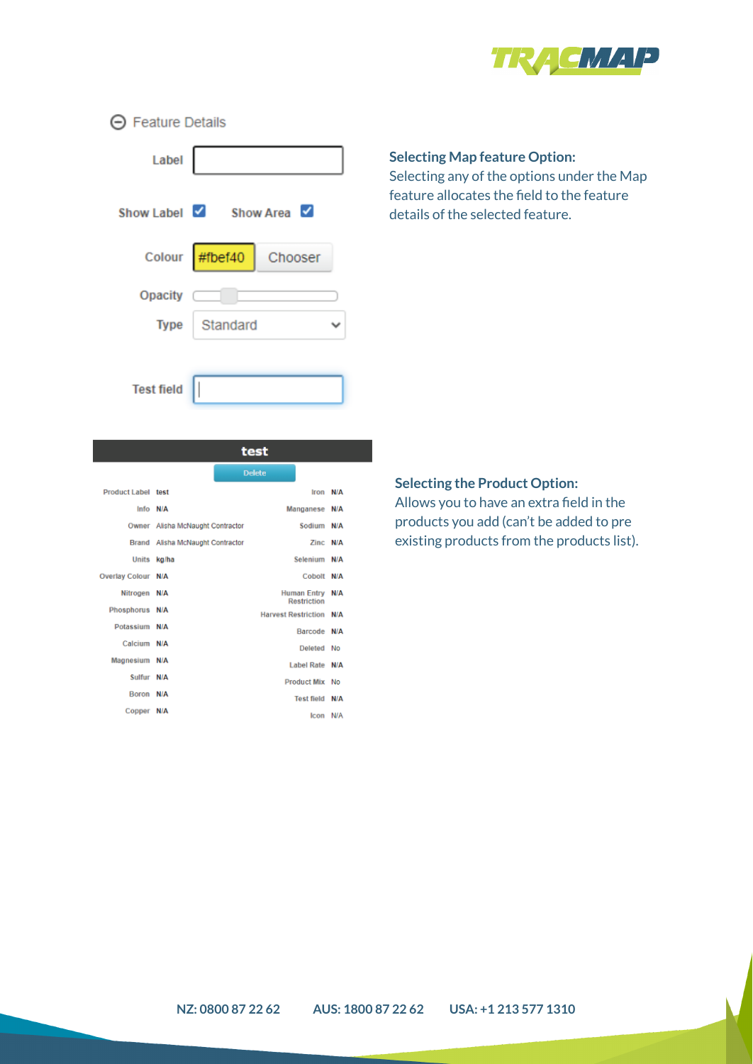### Feature Details

Label

Show Label ☑ Show Area ☑

Colour #fbef40 Chooser

Opacity

Type Standard

Test field

**Selecting Map feature Option:**
Selecting any of the options under the Map feature allocates the field to the feature details of the selected feature.

**test**

Delete

| | | | |
|---|---|---|---|
| Product Label | test | Iron | N/A |
| Info | N/A | Manganese | N/A |
| Owner | Alisha McNaught Contractor | Sodium | N/A |
| Brand | Alisha McNaught Contractor | Zinc | N/A |
| Units | kg/ha | Selenium | N/A |
| Overlay Colour | N/A | Cobolt | N/A |
| Nitrogen | N/A | Human Entry Restriction | N/A |
| Phosphorus | N/A | Harvest Restriction | N/A |
| Potassium | N/A | Barcode | N/A |
| Calcium | N/A | Deleted | No |
| Magnesium | N/A | Label Rate | N/A |
| Sulfur | N/A | Product Mix | No |
| Boron | N/A | Test field | N/A |
| Copper | N/A | Icon | N/A |

**Selecting the Product Option:**
Allows you to have an extra field in the products you add (can't be added to pre existing products from the products list).